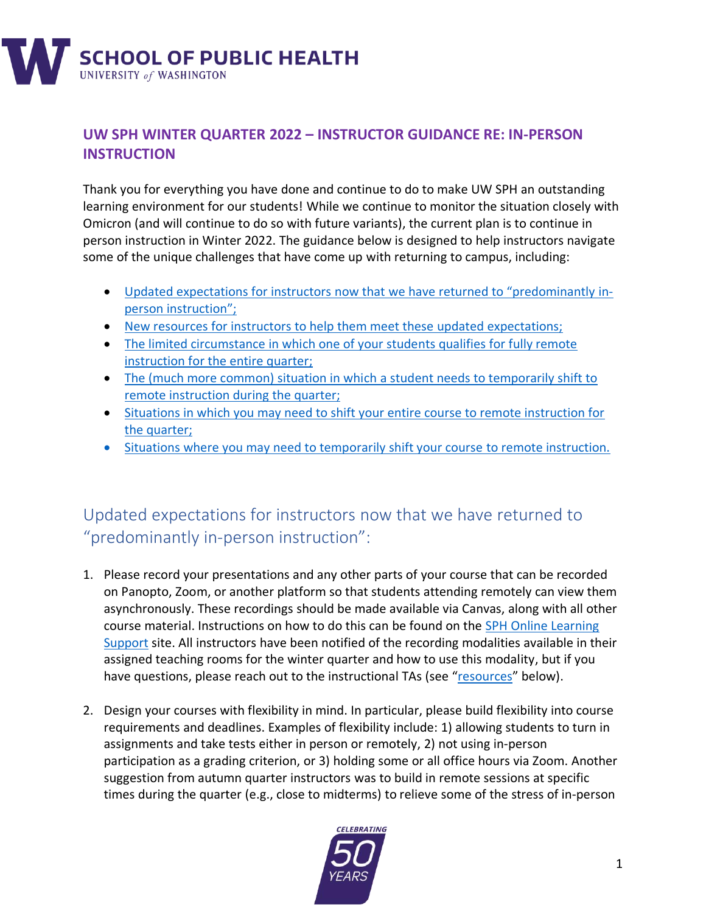# UW SPH WINTER QUARTER 2022 – INSTRUCTOR GUIDANCE RE: IN-PERSON INSTRUCTION

Thank you for everything you have done and continue to do to make UW SPH an outstanding learning environment for our students! While we continue to monitor the situation closely with Omicron (and will continue to do so with future variants), the current plan is to continue in person instruction in Winter 2022. The guidance below is designed to help instructors navigate some of the unique challenges that have come up with returning to campus, including:

- Updated expectations for instructors now that we have returned to "predominantly in-person instruction";
- New resources for instructors to help them meet these updated expectations;
- The limited circumstance in which one of your students qualifies for fully remote instruction for the entire quarter;
- The (much more common) situation in which a student needs to temporarily shift to remote instruction during the quarter;
- Situations in which you may need to shift your entire course to remote instruction for the quarter;
- Situations where you may need to temporarily shift your course to remote instruction.

## Updated expectations for instructors now that we have returned to "predominantly in-person instruction":

1. Please record your presentations and any other parts of your course that can be recorded on Panopto, Zoom, or another platform so that students attending remotely can view them asynchronously. These recordings should be made available via Canvas, along with all other course material. Instructions on how to do this can be found on the SPH Online Learning Support site. All instructors have been notified of the recording modalities available in their assigned teaching rooms for the winter quarter and how to use this modality, but if you have questions, please reach out to the instructional TAs (see "resources" below).

2. Design your courses with flexibility in mind. In particular, please build flexibility into course requirements and deadlines. Examples of flexibility include: 1) allowing students to turn in assignments and take tests either in person or remotely, 2) not using in-person participation as a grading criterion, or 3) holding some or all office hours via Zoom. Another suggestion from autumn quarter instructors was to build in remote sessions at specific times during the quarter (e.g., close to midterms) to relieve some of the stress of in-person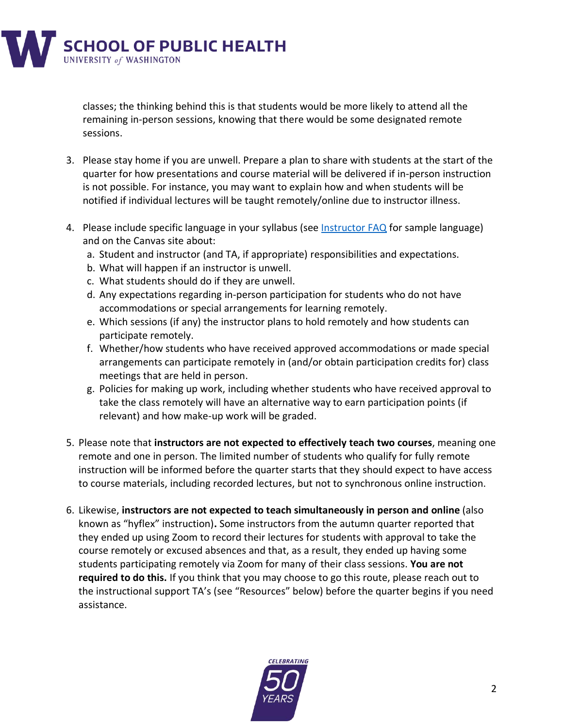classes; the thinking behind this is that students would be more likely to attend all the remaining in-person sessions, knowing that there would be some designated remote sessions.

3. Please stay home if you are unwell. Prepare a plan to share with students at the start of the quarter for how presentations and course material will be delivered if in-person instruction is not possible. For instance, you may want to explain how and when students will be notified if individual lectures will be taught remotely/online due to instructor illness.

4. Please include specific language in your syllabus (see [Instructor FAQ] for sample language) and on the Canvas site about:
   a. Student and instructor (and TA, if appropriate) responsibilities and expectations.
   b. What will happen if an instructor is unwell.
   c. What students should do if they are unwell.
   d. Any expectations regarding in-person participation for students who do not have accommodations or special arrangements for learning remotely.
   e. Which sessions (if any) the instructor plans to hold remotely and how students can participate remotely.
   f. Whether/how students who have received approved accommodations or made special arrangements can participate remotely in (and/or obtain participation credits for) class meetings that are held in person.
   g. Policies for making up work, including whether students who have received approval to take the class remotely will have an alternative way to earn participation points (if relevant) and how make-up work will be graded.

5. Please note that **instructors are not expected to effectively teach two courses**, meaning one remote and one in person. The limited number of students who qualify for fully remote instruction will be informed before the quarter starts that they should expect to have access to course materials, including recorded lectures, but not to synchronous online instruction.

6. Likewise, **instructors are not expected to teach simultaneously in person and online** (also known as "hyflex" instruction)**.** Some instructors from the autumn quarter reported that they ended up using Zoom to record their lectures for students with approval to take the course remotely or excused absences and that, as a result, they ended up having some students participating remotely via Zoom for many of their class sessions. **You are not required to do this.** If you think that you may choose to go this route, please reach out to the instructional support TA's (see "Resources" below) before the quarter begins if you need assistance.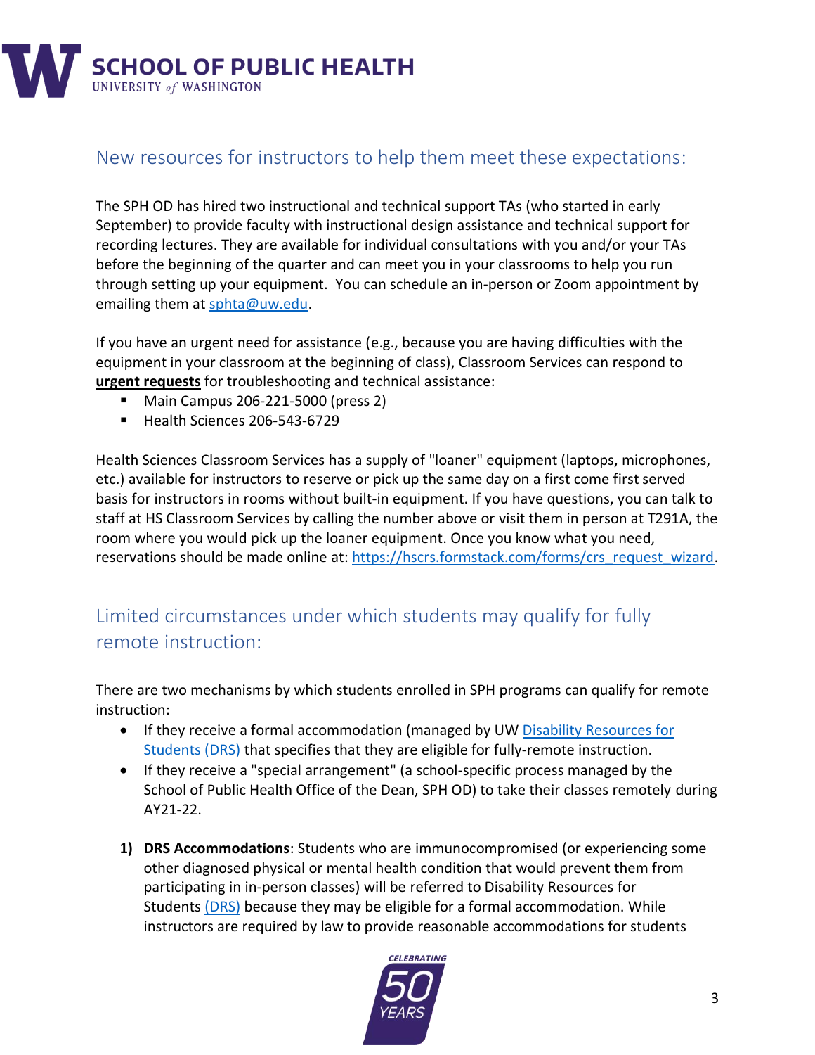## New resources for instructors to help them meet these expectations:

The SPH OD has hired two instructional and technical support TAs (who started in early September) to provide faculty with instructional design assistance and technical support for recording lectures. They are available for individual consultations with you and/or your TAs before the beginning of the quarter and can meet you in your classrooms to help you run through setting up your equipment. You can schedule an in-person or Zoom appointment by emailing them at [sphta@uw.edu](mailto:sphta@uw.edu).

If you have an urgent need for assistance (e.g., because you are having difficulties with the equipment in your classroom at the beginning of class), Classroom Services can respond to **urgent requests** for troubleshooting and technical assistance:

- Main Campus 206-221-5000 (press 2)
- Health Sciences 206-543-6729

Health Sciences Classroom Services has a supply of "loaner" equipment (laptops, microphones, etc.) available for instructors to reserve or pick up the same day on a first come first served basis for instructors in rooms without built-in equipment. If you have questions, you can talk to staff at HS Classroom Services by calling the number above or visit them in person at T291A, the room where you would pick up the loaner equipment. Once you know what you need, reservations should be made online at: [https://hscrs.formstack.com/forms/crs_request_wizard](https://hscrs.formstack.com/forms/crs_request_wizard).

## Limited circumstances under which students may qualify for fully remote instruction:

There are two mechanisms by which students enrolled in SPH programs can qualify for remote instruction:

- If they receive a formal accommodation (managed by UW Disability Resources for Students (DRS) that specifies that they are eligible for fully-remote instruction.
- If they receive a "special arrangement" (a school-specific process managed by the School of Public Health Office of the Dean, SPH OD) to take their classes remotely during AY21-22.

1) **DRS Accommodations**: Students who are immunocompromised (or experiencing some other diagnosed physical or mental health condition that would prevent them from participating in in-person classes) will be referred to Disability Resources for Students (DRS) because they may be eligible for a formal accommodation. While instructors are required by law to provide reasonable accommodations for students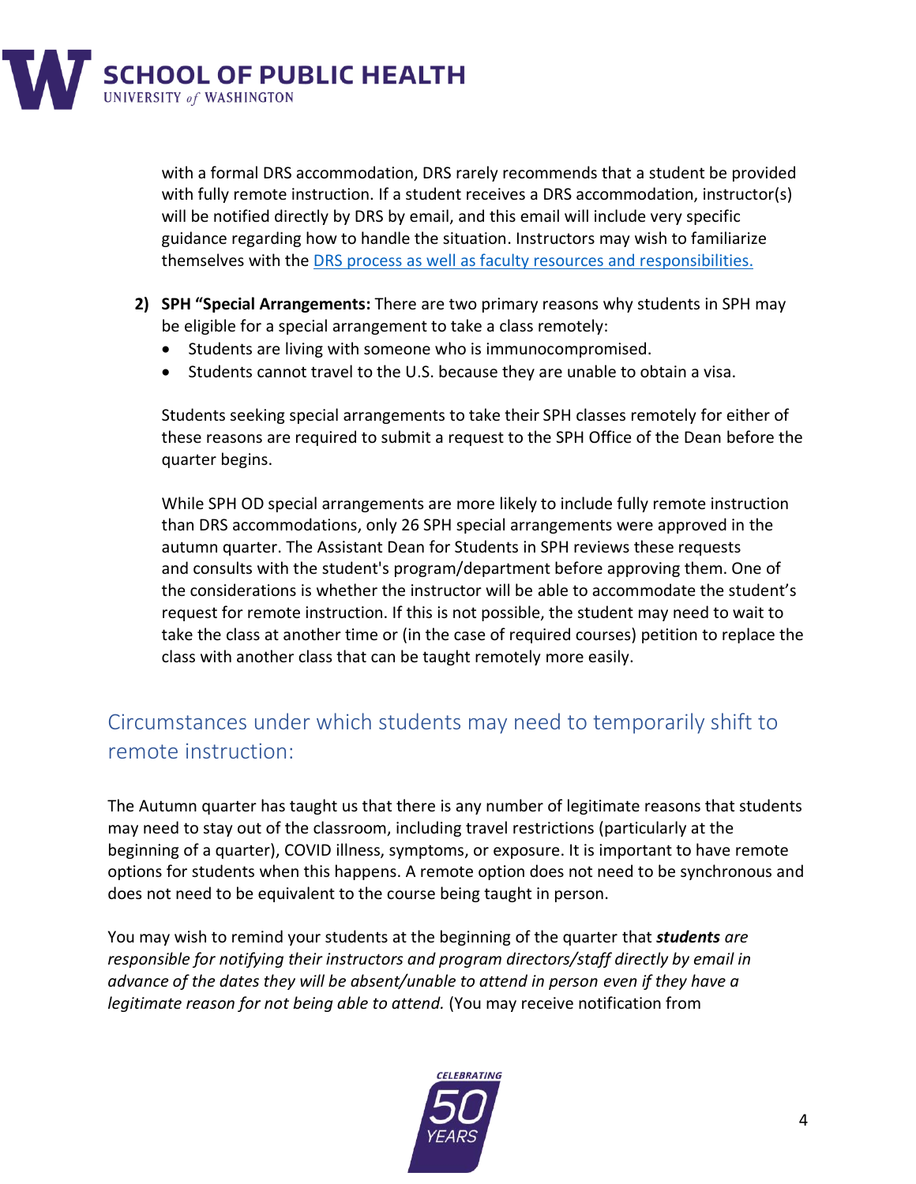with a formal DRS accommodation, DRS rarely recommends that a student be provided with fully remote instruction. If a student receives a DRS accommodation, instructor(s) will be notified directly by DRS by email, and this email will include very specific guidance regarding how to handle the situation. Instructors may wish to familiarize themselves with the [DRS process as well as faculty resources and responsibilities.]

2) **SPH "Special Arrangements:** There are two primary reasons why students in SPH may be eligible for a special arrangement to take a class remotely:
   - Students are living with someone who is immunocompromised.
   - Students cannot travel to the U.S. because they are unable to obtain a visa.

   Students seeking special arrangements to take their SPH classes remotely for either of these reasons are required to submit a request to the SPH Office of the Dean before the quarter begins.

   While SPH OD special arrangements are more likely to include fully remote instruction than DRS accommodations, only 26 SPH special arrangements were approved in the autumn quarter. The Assistant Dean for Students in SPH reviews these requests and consults with the student's program/department before approving them. One of the considerations is whether the instructor will be able to accommodate the student's request for remote instruction. If this is not possible, the student may need to wait to take the class at another time or (in the case of required courses) petition to replace the class with another class that can be taught remotely more easily.

## Circumstances under which students may need to temporarily shift to remote instruction:

The Autumn quarter has taught us that there is any number of legitimate reasons that students may need to stay out of the classroom, including travel restrictions (particularly at the beginning of a quarter), COVID illness, symptoms, or exposure. It is important to have remote options for students when this happens. A remote option does not need to be synchronous and does not need to be equivalent to the course being taught in person.

You may wish to remind your students at the beginning of the quarter that ***students*** *are responsible for notifying their instructors and program directors/staff directly by email in advance of the dates they will be absent/unable to attend in person even if they have a legitimate reason for not being able to attend.* (You may receive notification from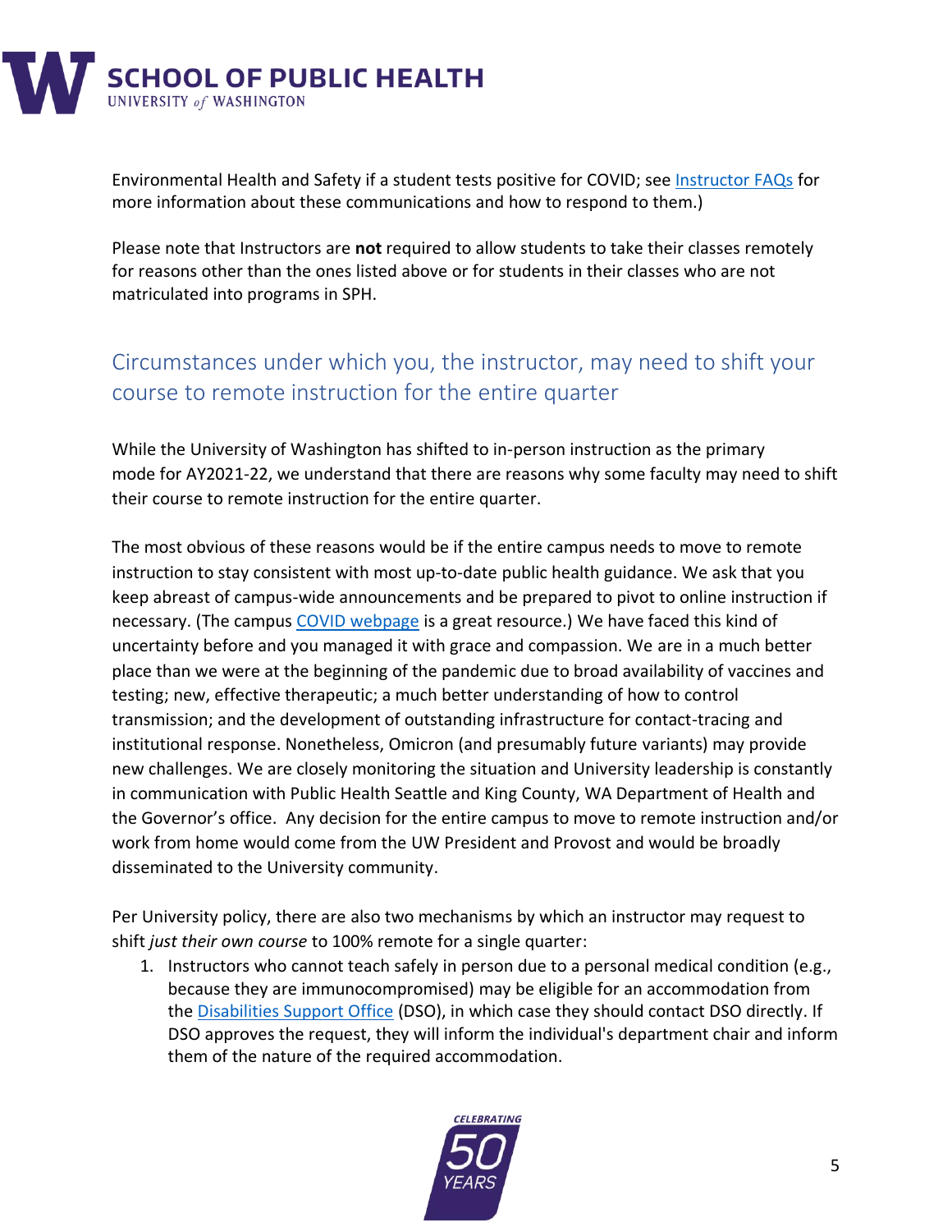Environmental Health and Safety if a student tests positive for COVID; see [Instructor FAQs](#) for more information about these communications and how to respond to them.)

Please note that Instructors are **not** required to allow students to take their classes remotely for reasons other than the ones listed above or for students in their classes who are not matriculated into programs in SPH.

## Circumstances under which you, the instructor, may need to shift your course to remote instruction for the entire quarter

While the University of Washington has shifted to in-person instruction as the primary mode for AY2021-22, we understand that there are reasons why some faculty may need to shift their course to remote instruction for the entire quarter.

The most obvious of these reasons would be if the entire campus needs to move to remote instruction to stay consistent with most up-to-date public health guidance. We ask that you keep abreast of campus-wide announcements and be prepared to pivot to online instruction if necessary. (The campus [COVID webpage](#) is a great resource.) We have faced this kind of uncertainty before and you managed it with grace and compassion. We are in a much better place than we were at the beginning of the pandemic due to broad availability of vaccines and testing; new, effective therapeutic; a much better understanding of how to control transmission; and the development of outstanding infrastructure for contact-tracing and institutional response. Nonetheless, Omicron (and presumably future variants) may provide new challenges. We are closely monitoring the situation and University leadership is constantly in communication with Public Health Seattle and King County, WA Department of Health and the Governor's office. Any decision for the entire campus to move to remote instruction and/or work from home would come from the UW President and Provost and would be broadly disseminated to the University community.

Per University policy, there are also two mechanisms by which an instructor may request to shift *just their own course* to 100% remote for a single quarter:

1. Instructors who cannot teach safely in person due to a personal medical condition (e.g., because they are immunocompromised) may be eligible for an accommodation from the [Disabilities Support Office](#) (DSO), in which case they should contact DSO directly. If DSO approves the request, they will inform the individual's department chair and inform them of the nature of the required accommodation.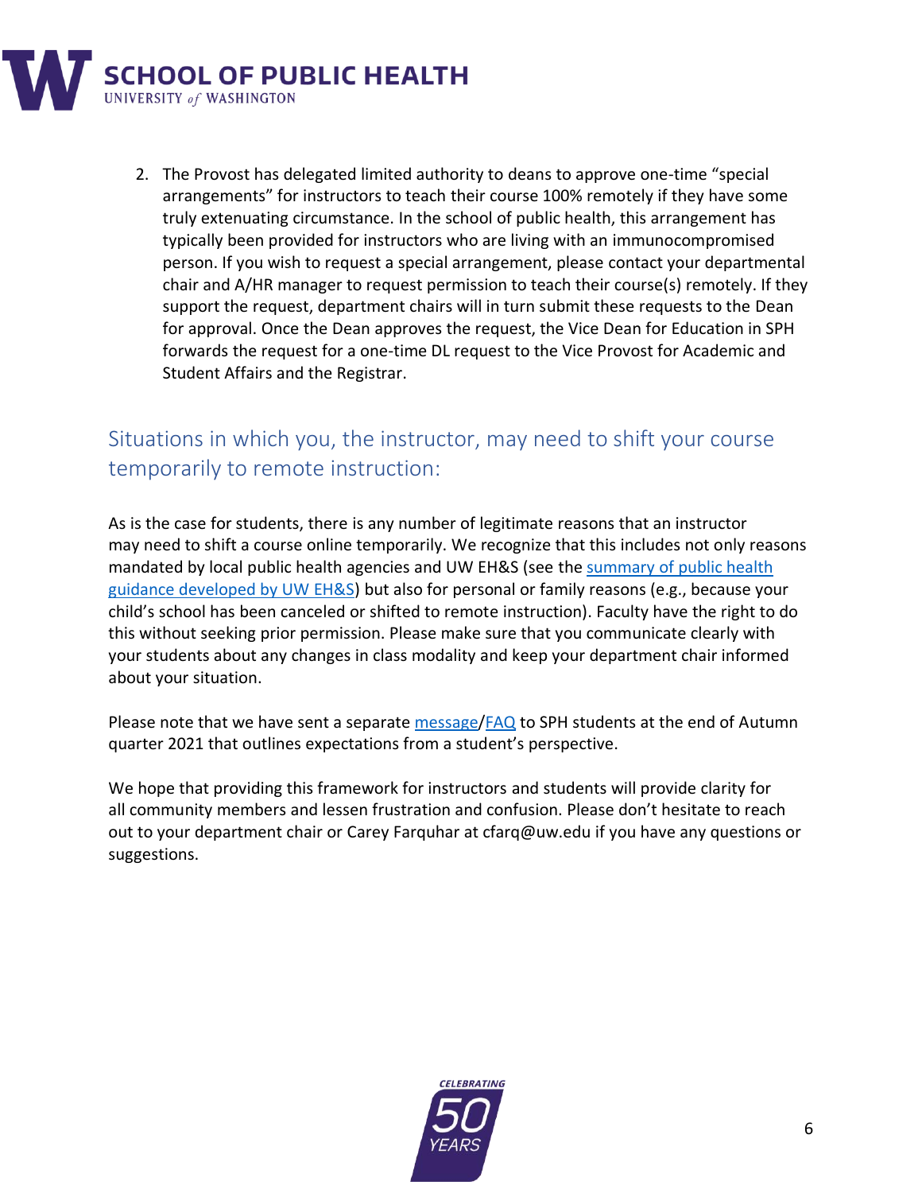2. The Provost has delegated limited authority to deans to approve one-time "special arrangements" for instructors to teach their course 100% remotely if they have some truly extenuating circumstance. In the school of public health, this arrangement has typically been provided for instructors who are living with an immunocompromised person. If you wish to request a special arrangement, please contact your departmental chair and A/HR manager to request permission to teach their course(s) remotely. If they support the request, department chairs will in turn submit these requests to the Dean for approval. Once the Dean approves the request, the Vice Dean for Education in SPH forwards the request for a one-time DL request to the Vice Provost for Academic and Student Affairs and the Registrar.

## Situations in which you, the instructor, may need to shift your course temporarily to remote instruction:

As is the case for students, there is any number of legitimate reasons that an instructor may need to shift a course online temporarily. We recognize that this includes not only reasons mandated by local public health agencies and UW EH&S (see the summary of public health guidance developed by UW EH&S) but also for personal or family reasons (e.g., because your child's school has been canceled or shifted to remote instruction). Faculty have the right to do this without seeking prior permission. Please make sure that you communicate clearly with your students about any changes in class modality and keep your department chair informed about your situation.

Please note that we have sent a separate message/FAQ to SPH students at the end of Autumn quarter 2021 that outlines expectations from a student's perspective.

We hope that providing this framework for instructors and students will provide clarity for all community members and lessen frustration and confusion. Please don't hesitate to reach out to your department chair or Carey Farquhar at cfarq@uw.edu if you have any questions or suggestions.